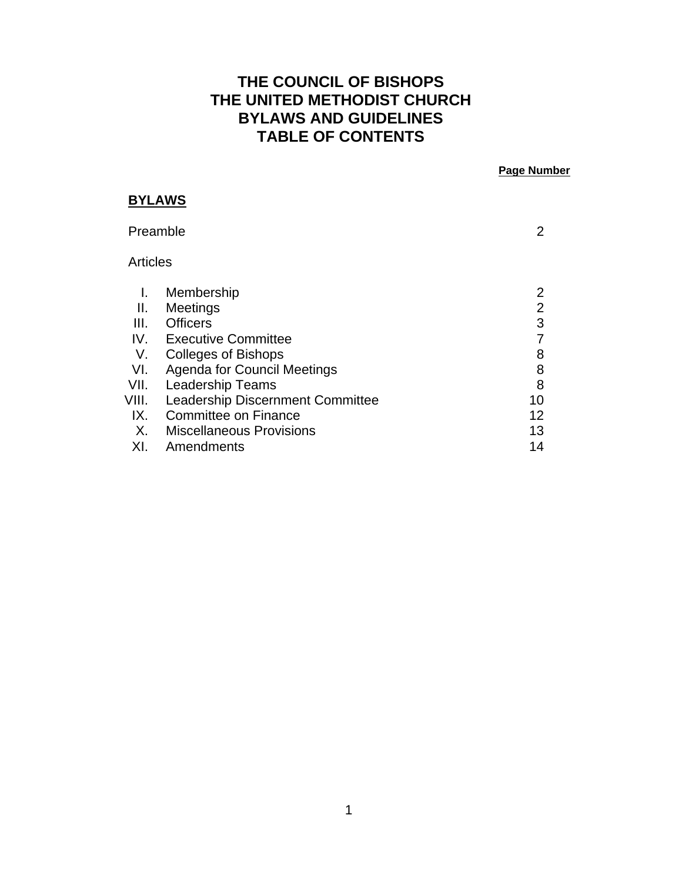# THE COUNCIL OF BISHOPS
# THE UNITED METHODIST CHURCH
# BYLAWS AND GUIDELINES
# TABLE OF CONTENTS

| | | Page Number |
|---|---|---|
| **BYLAWS** | | |
| Preamble | | 2 |
| Articles | | |
| I. | Membership | 2 |
| II. | Meetings | 2 |
| III. | Officers | 3 |
| IV. | Executive Committee | 7 |
| V. | Colleges of Bishops | 8 |
| VI. | Agenda for Council Meetings | 8 |
| VII. | Leadership Teams | 8 |
| VIII. | Leadership Discernment Committee | 10 |
| IX. | Committee on Finance | 12 |
| X. | Miscellaneous Provisions | 13 |
| XI. | Amendments | 14 |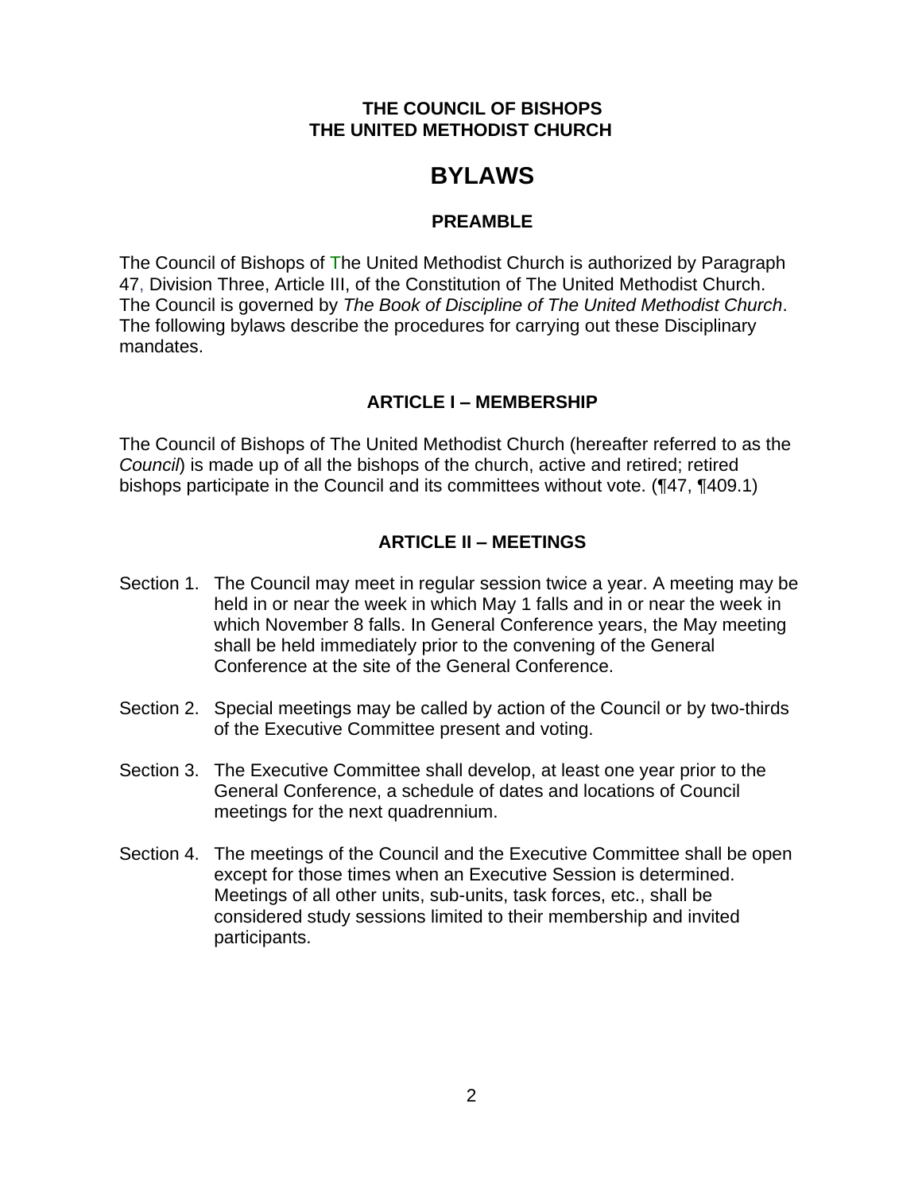**THE COUNCIL OF BISHOPS**
**THE UNITED METHODIST CHURCH**

# BYLAWS

## PREAMBLE

The Council of Bishops of The United Methodist Church is authorized by Paragraph 47, Division Three, Article III, of the Constitution of The United Methodist Church. The Council is governed by *The Book of Discipline of The United Methodist Church*. The following bylaws describe the procedures for carrying out these Disciplinary mandates.

## ARTICLE I – MEMBERSHIP

The Council of Bishops of The United Methodist Church (hereafter referred to as the *Council*) is made up of all the bishops of the church, active and retired; retired bishops participate in the Council and its committees without vote. (¶47, ¶409.1)

## ARTICLE II – MEETINGS

Section 1. The Council may meet in regular session twice a year. A meeting may be held in or near the week in which May 1 falls and in or near the week in which November 8 falls. In General Conference years, the May meeting shall be held immediately prior to the convening of the General Conference at the site of the General Conference.

Section 2. Special meetings may be called by action of the Council or by two-thirds of the Executive Committee present and voting.

Section 3. The Executive Committee shall develop, at least one year prior to the General Conference, a schedule of dates and locations of Council meetings for the next quadrennium.

Section 4. The meetings of the Council and the Executive Committee shall be open except for those times when an Executive Session is determined. Meetings of all other units, sub-units, task forces, etc., shall be considered study sessions limited to their membership and invited participants.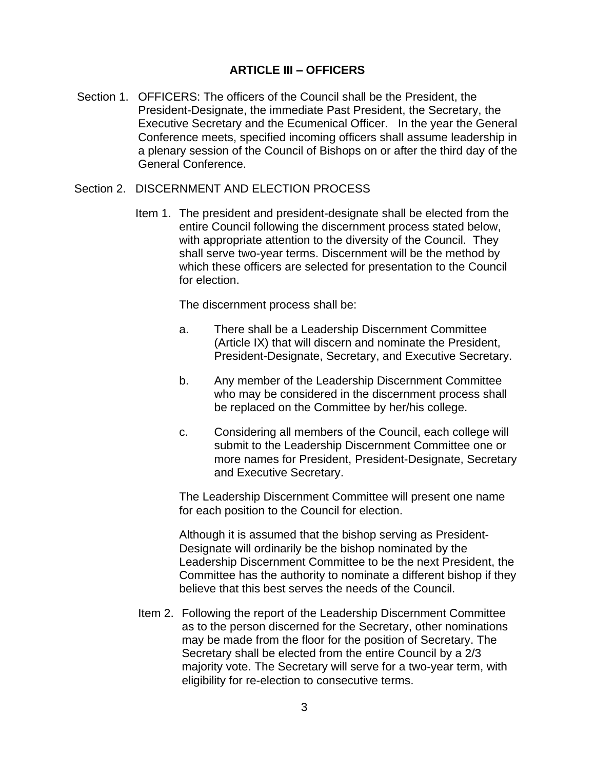## ARTICLE III – OFFICERS

Section 1. OFFICERS: The officers of the Council shall be the President, the President-Designate, the immediate Past President, the Secretary, the Executive Secretary and the Ecumenical Officer. In the year the General Conference meets, specified incoming officers shall assume leadership in a plenary session of the Council of Bishops on or after the third day of the General Conference.

Section 2. DISCERNMENT AND ELECTION PROCESS

Item 1. The president and president-designate shall be elected from the entire Council following the discernment process stated below, with appropriate attention to the diversity of the Council. They shall serve two-year terms. Discernment will be the method by which these officers are selected for presentation to the Council for election.

The discernment process shall be:

a. There shall be a Leadership Discernment Committee (Article IX) that will discern and nominate the President, President-Designate, Secretary, and Executive Secretary.

b. Any member of the Leadership Discernment Committee who may be considered in the discernment process shall be replaced on the Committee by her/his college.

c. Considering all members of the Council, each college will submit to the Leadership Discernment Committee one or more names for President, President-Designate, Secretary and Executive Secretary.

The Leadership Discernment Committee will present one name for each position to the Council for election.

Although it is assumed that the bishop serving as President-Designate will ordinarily be the bishop nominated by the Leadership Discernment Committee to be the next President, the Committee has the authority to nominate a different bishop if they believe that this best serves the needs of the Council.

Item 2. Following the report of the Leadership Discernment Committee as to the person discerned for the Secretary, other nominations may be made from the floor for the position of Secretary. The Secretary shall be elected from the entire Council by a 2/3 majority vote. The Secretary will serve for a two-year term, with eligibility for re-election to consecutive terms.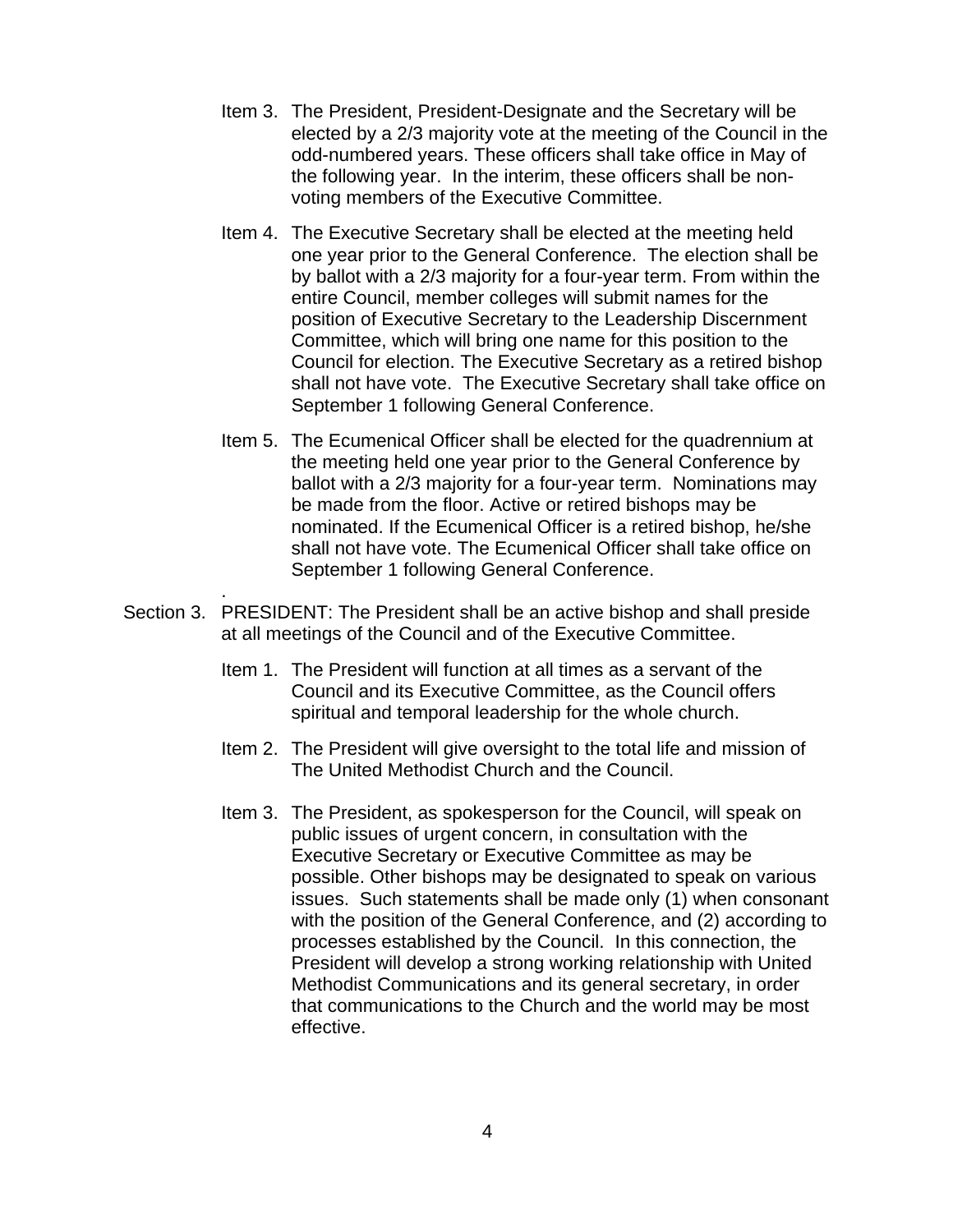Item 3. The President, President-Designate and the Secretary will be elected by a 2/3 majority vote at the meeting of the Council in the odd-numbered years. These officers shall take office in May of the following year. In the interim, these officers shall be non-voting members of the Executive Committee.

Item 4. The Executive Secretary shall be elected at the meeting held one year prior to the General Conference. The election shall be by ballot with a 2/3 majority for a four-year term. From within the entire Council, member colleges will submit names for the position of Executive Secretary to the Leadership Discernment Committee, which will bring one name for this position to the Council for election. The Executive Secretary as a retired bishop shall not have vote. The Executive Secretary shall take office on September 1 following General Conference.

Item 5. The Ecumenical Officer shall be elected for the quadrennium at the meeting held one year prior to the General Conference by ballot with a 2/3 majority for a four-year term. Nominations may be made from the floor. Active or retired bishops may be nominated. If the Ecumenical Officer is a retired bishop, he/she shall not have vote. The Ecumenical Officer shall take office on September 1 following General Conference.

.

Section 3. PRESIDENT: The President shall be an active bishop and shall preside at all meetings of the Council and of the Executive Committee.

Item 1. The President will function at all times as a servant of the Council and its Executive Committee, as the Council offers spiritual and temporal leadership for the whole church.

Item 2. The President will give oversight to the total life and mission of The United Methodist Church and the Council.

Item 3. The President, as spokesperson for the Council, will speak on public issues of urgent concern, in consultation with the Executive Secretary or Executive Committee as may be possible. Other bishops may be designated to speak on various issues. Such statements shall be made only (1) when consonant with the position of the General Conference, and (2) according to processes established by the Council. In this connection, the President will develop a strong working relationship with United Methodist Communications and its general secretary, in order that communications to the Church and the world may be most effective.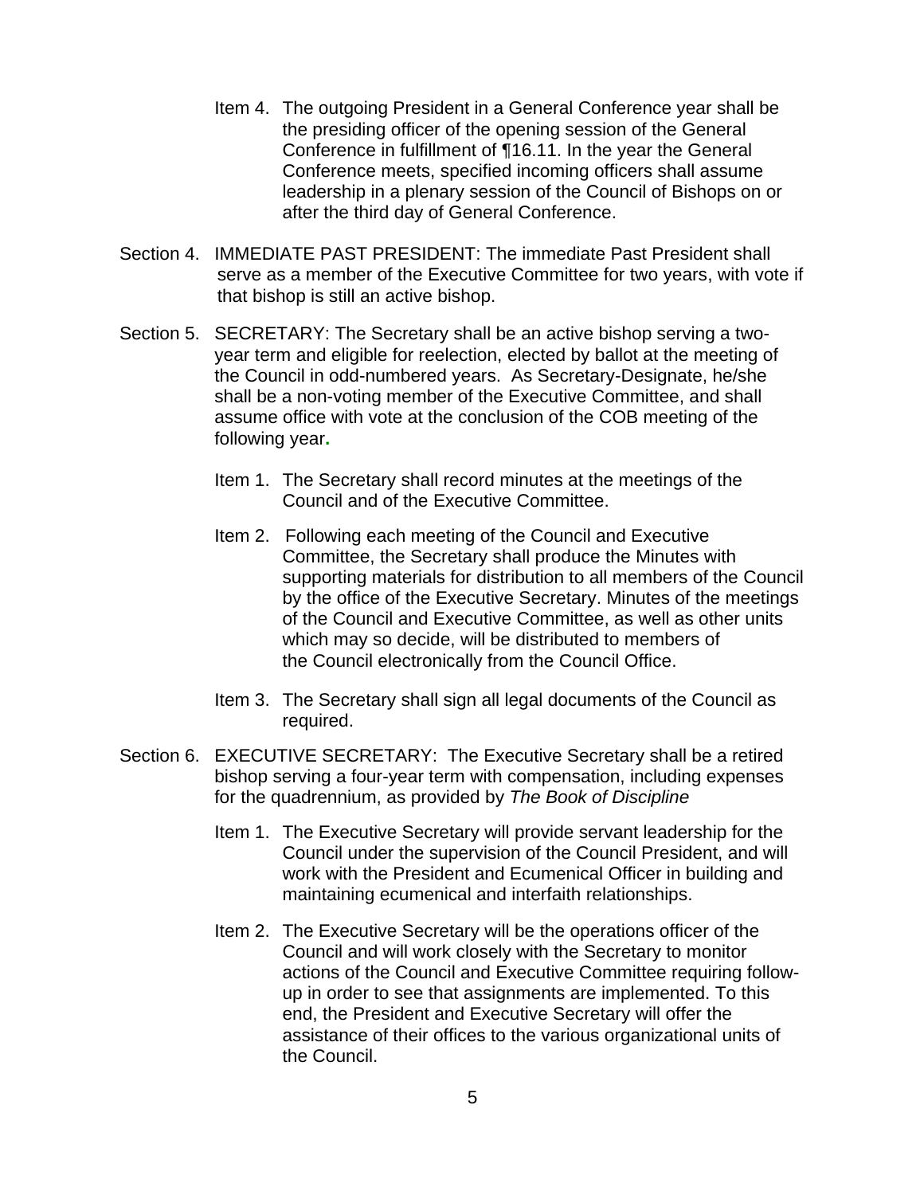Item 4. The outgoing President in a General Conference year shall be the presiding officer of the opening session of the General Conference in fulfillment of ¶16.11. In the year the General Conference meets, specified incoming officers shall assume leadership in a plenary session of the Council of Bishops on or after the third day of General Conference.

Section 4. IMMEDIATE PAST PRESIDENT: The immediate Past President shall serve as a member of the Executive Committee for two years, with vote if that bishop is still an active bishop.

Section 5. SECRETARY: The Secretary shall be an active bishop serving a two-year term and eligible for reelection, elected by ballot at the meeting of the Council in odd-numbered years. As Secretary-Designate, he/she shall be a non-voting member of the Executive Committee, and shall assume office with vote at the conclusion of the COB meeting of the following year.

Item 1. The Secretary shall record minutes at the meetings of the Council and of the Executive Committee.

Item 2. Following each meeting of the Council and Executive Committee, the Secretary shall produce the Minutes with supporting materials for distribution to all members of the Council by the office of the Executive Secretary. Minutes of the meetings of the Council and Executive Committee, as well as other units which may so decide, will be distributed to members of the Council electronically from the Council Office.

Item 3. The Secretary shall sign all legal documents of the Council as required.

Section 6. EXECUTIVE SECRETARY: The Executive Secretary shall be a retired bishop serving a four-year term with compensation, including expenses for the quadrennium, as provided by *The Book of Discipline*

Item 1. The Executive Secretary will provide servant leadership for the Council under the supervision of the Council President, and will work with the President and Ecumenical Officer in building and maintaining ecumenical and interfaith relationships.

Item 2. The Executive Secretary will be the operations officer of the Council and will work closely with the Secretary to monitor actions of the Council and Executive Committee requiring follow-up in order to see that assignments are implemented. To this end, the President and Executive Secretary will offer the assistance of their offices to the various organizational units of the Council.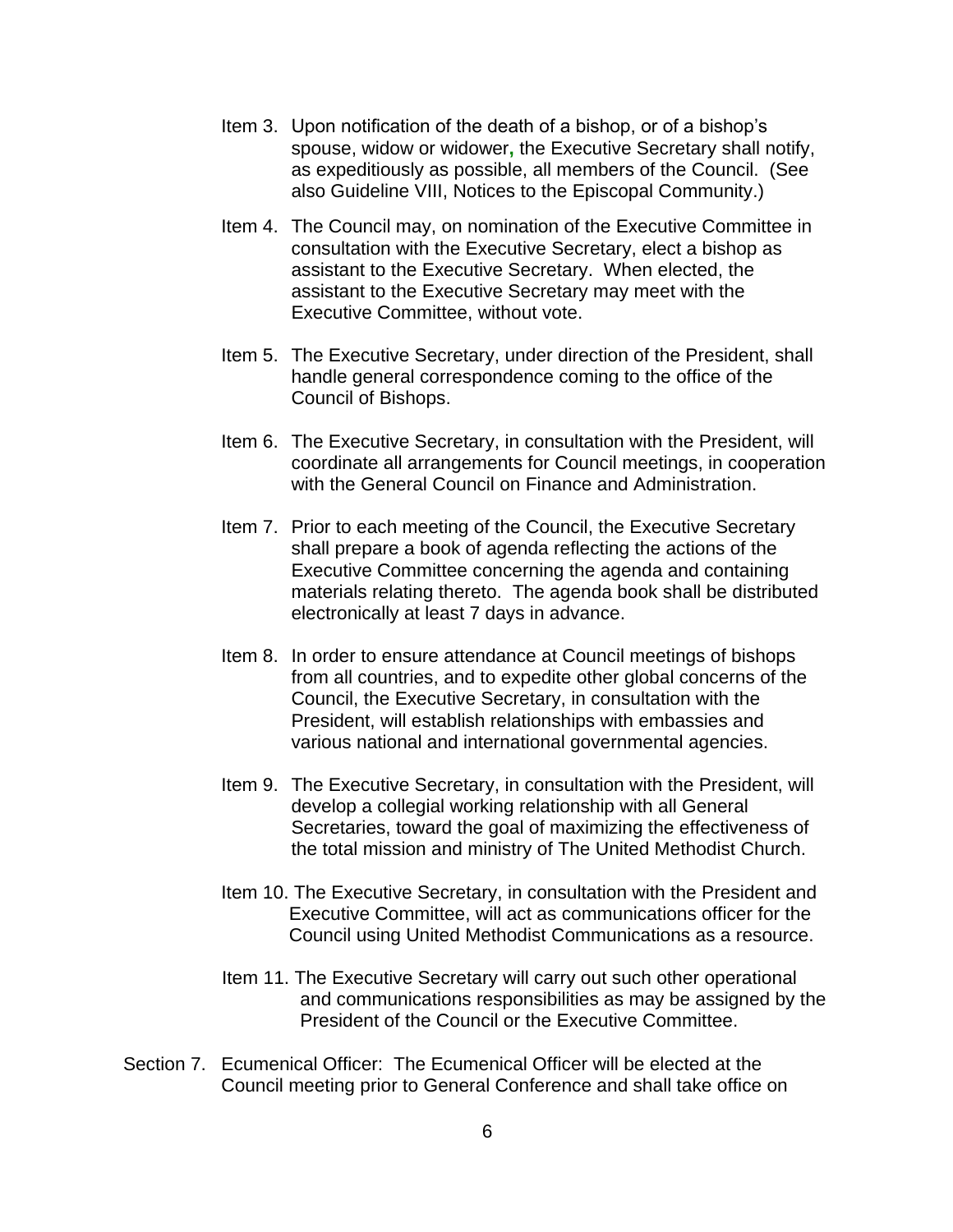Item 3. Upon notification of the death of a bishop, or of a bishop's spouse, widow or widower, the Executive Secretary shall notify, as expeditiously as possible, all members of the Council. (See also Guideline VIII, Notices to the Episcopal Community.)

Item 4. The Council may, on nomination of the Executive Committee in consultation with the Executive Secretary, elect a bishop as assistant to the Executive Secretary. When elected, the assistant to the Executive Secretary may meet with the Executive Committee, without vote.

Item 5. The Executive Secretary, under direction of the President, shall handle general correspondence coming to the office of the Council of Bishops.

Item 6. The Executive Secretary, in consultation with the President, will coordinate all arrangements for Council meetings, in cooperation with the General Council on Finance and Administration.

Item 7. Prior to each meeting of the Council, the Executive Secretary shall prepare a book of agenda reflecting the actions of the Executive Committee concerning the agenda and containing materials relating thereto. The agenda book shall be distributed electronically at least 7 days in advance.

Item 8. In order to ensure attendance at Council meetings of bishops from all countries, and to expedite other global concerns of the Council, the Executive Secretary, in consultation with the President, will establish relationships with embassies and various national and international governmental agencies.

Item 9. The Executive Secretary, in consultation with the President, will develop a collegial working relationship with all General Secretaries, toward the goal of maximizing the effectiveness of the total mission and ministry of The United Methodist Church.

Item 10. The Executive Secretary, in consultation with the President and Executive Committee, will act as communications officer for the Council using United Methodist Communications as a resource.

Item 11. The Executive Secretary will carry out such other operational and communications responsibilities as may be assigned by the President of the Council or the Executive Committee.

Section 7. Ecumenical Officer: The Ecumenical Officer will be elected at the Council meeting prior to General Conference and shall take office on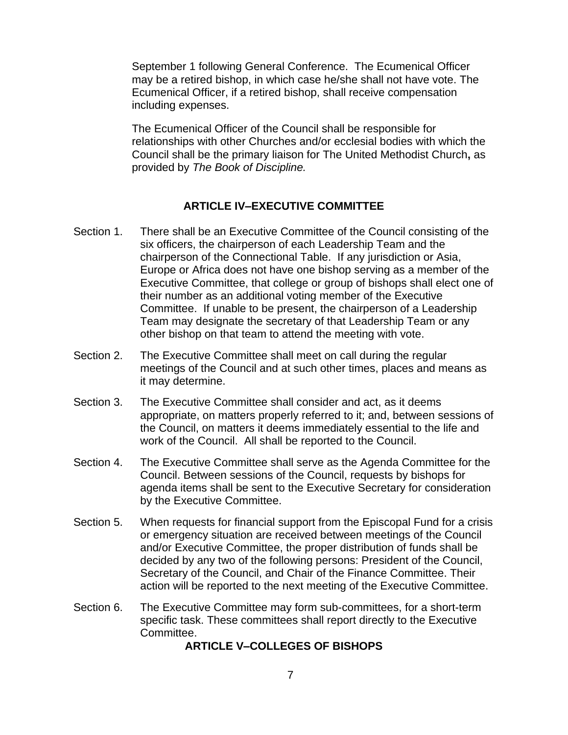September 1 following General Conference. The Ecumenical Officer may be a retired bishop, in which case he/she shall not have vote. The Ecumenical Officer, if a retired bishop, shall receive compensation including expenses.

The Ecumenical Officer of the Council shall be responsible for relationships with other Churches and/or ecclesial bodies with which the Council shall be the primary liaison for The United Methodist Church**,** as provided by *The Book of Discipline.*

## ARTICLE IV–EXECUTIVE COMMITTEE

Section 1. There shall be an Executive Committee of the Council consisting of the six officers, the chairperson of each Leadership Team and the chairperson of the Connectional Table. If any jurisdiction or Asia, Europe or Africa does not have one bishop serving as a member of the Executive Committee, that college or group of bishops shall elect one of their number as an additional voting member of the Executive Committee. If unable to be present, the chairperson of a Leadership Team may designate the secretary of that Leadership Team or any other bishop on that team to attend the meeting with vote.

Section 2. The Executive Committee shall meet on call during the regular meetings of the Council and at such other times, places and means as it may determine.

Section 3. The Executive Committee shall consider and act, as it deems appropriate, on matters properly referred to it; and, between sessions of the Council, on matters it deems immediately essential to the life and work of the Council. All shall be reported to the Council.

Section 4. The Executive Committee shall serve as the Agenda Committee for the Council. Between sessions of the Council, requests by bishops for agenda items shall be sent to the Executive Secretary for consideration by the Executive Committee.

Section 5. When requests for financial support from the Episcopal Fund for a crisis or emergency situation are received between meetings of the Council and/or Executive Committee, the proper distribution of funds shall be decided by any two of the following persons: President of the Council, Secretary of the Council, and Chair of the Finance Committee. Their action will be reported to the next meeting of the Executive Committee.

Section 6. The Executive Committee may form sub-committees, for a short-term specific task. These committees shall report directly to the Executive Committee.

## ARTICLE V–COLLEGES OF BISHOPS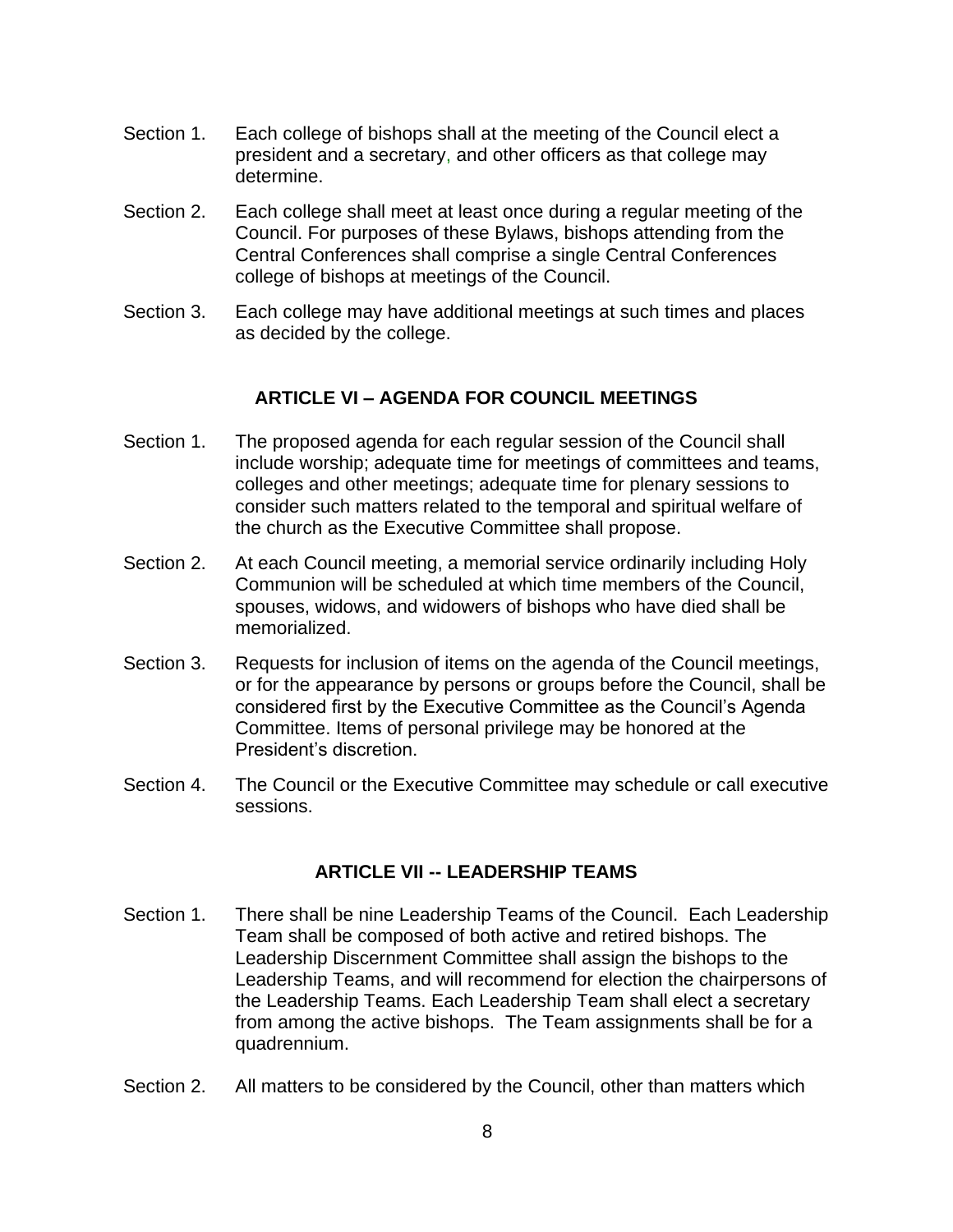Section 1. Each college of bishops shall at the meeting of the Council elect a president and a secretary, and other officers as that college may determine.

Section 2. Each college shall meet at least once during a regular meeting of the Council. For purposes of these Bylaws, bishops attending from the Central Conferences shall comprise a single Central Conferences college of bishops at meetings of the Council.

Section 3. Each college may have additional meetings at such times and places as decided by the college.

## ARTICLE VI – AGENDA FOR COUNCIL MEETINGS

Section 1. The proposed agenda for each regular session of the Council shall include worship; adequate time for meetings of committees and teams, colleges and other meetings; adequate time for plenary sessions to consider such matters related to the temporal and spiritual welfare of the church as the Executive Committee shall propose.

Section 2. At each Council meeting, a memorial service ordinarily including Holy Communion will be scheduled at which time members of the Council, spouses, widows, and widowers of bishops who have died shall be memorialized.

Section 3. Requests for inclusion of items on the agenda of the Council meetings, or for the appearance by persons or groups before the Council, shall be considered first by the Executive Committee as the Council's Agenda Committee. Items of personal privilege may be honored at the President's discretion.

Section 4. The Council or the Executive Committee may schedule or call executive sessions.

## ARTICLE VII -- LEADERSHIP TEAMS

Section 1. There shall be nine Leadership Teams of the Council. Each Leadership Team shall be composed of both active and retired bishops. The Leadership Discernment Committee shall assign the bishops to the Leadership Teams, and will recommend for election the chairpersons of the Leadership Teams. Each Leadership Team shall elect a secretary from among the active bishops. The Team assignments shall be for a quadrennium.

Section 2. All matters to be considered by the Council, other than matters which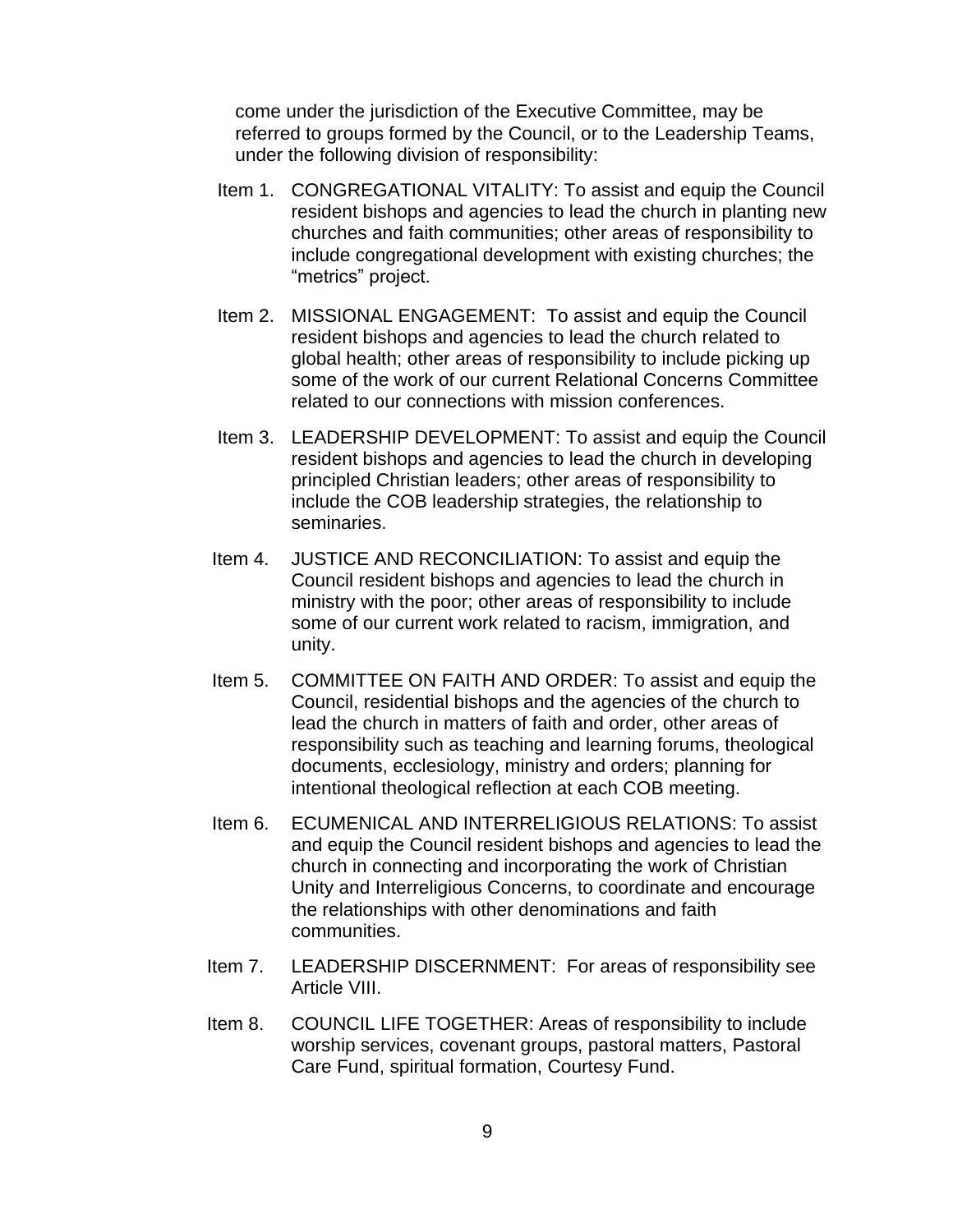come under the jurisdiction of the Executive Committee, may be referred to groups formed by the Council, or to the Leadership Teams, under the following division of responsibility:

Item 1. CONGREGATIONAL VITALITY: To assist and equip the Council resident bishops and agencies to lead the church in planting new churches and faith communities; other areas of responsibility to include congregational development with existing churches; the "metrics" project.

Item 2. MISSIONAL ENGAGEMENT: To assist and equip the Council resident bishops and agencies to lead the church related to global health; other areas of responsibility to include picking up some of the work of our current Relational Concerns Committee related to our connections with mission conferences.

Item 3. LEADERSHIP DEVELOPMENT: To assist and equip the Council resident bishops and agencies to lead the church in developing principled Christian leaders; other areas of responsibility to include the COB leadership strategies, the relationship to seminaries.

Item 4. JUSTICE AND RECONCILIATION: To assist and equip the Council resident bishops and agencies to lead the church in ministry with the poor; other areas of responsibility to include some of our current work related to racism, immigration, and unity.

Item 5. COMMITTEE ON FAITH AND ORDER: To assist and equip the Council, residential bishops and the agencies of the church to lead the church in matters of faith and order, other areas of responsibility such as teaching and learning forums, theological documents, ecclesiology, ministry and orders; planning for intentional theological reflection at each COB meeting.

Item 6. ECUMENICAL AND INTERRELIGIOUS RELATIONS: To assist and equip the Council resident bishops and agencies to lead the church in connecting and incorporating the work of Christian Unity and Interreligious Concerns, to coordinate and encourage the relationships with other denominations and faith communities.

Item 7. LEADERSHIP DISCERNMENT: For areas of responsibility see Article VIII.

Item 8. COUNCIL LIFE TOGETHER: Areas of responsibility to include worship services, covenant groups, pastoral matters, Pastoral Care Fund, spiritual formation, Courtesy Fund.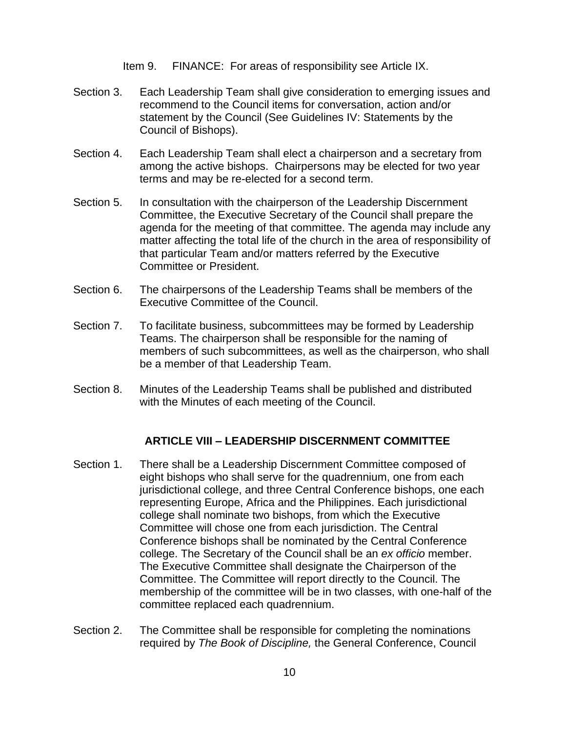Item 9. FINANCE: For areas of responsibility see Article IX.

Section 3. Each Leadership Team shall give consideration to emerging issues and recommend to the Council items for conversation, action and/or statement by the Council (See Guidelines IV: Statements by the Council of Bishops).

Section 4. Each Leadership Team shall elect a chairperson and a secretary from among the active bishops. Chairpersons may be elected for two year terms and may be re-elected for a second term.

Section 5. In consultation with the chairperson of the Leadership Discernment Committee, the Executive Secretary of the Council shall prepare the agenda for the meeting of that committee. The agenda may include any matter affecting the total life of the church in the area of responsibility of that particular Team and/or matters referred by the Executive Committee or President.

Section 6. The chairpersons of the Leadership Teams shall be members of the Executive Committee of the Council.

Section 7. To facilitate business, subcommittees may be formed by Leadership Teams. The chairperson shall be responsible for the naming of members of such subcommittees, as well as the chairperson, who shall be a member of that Leadership Team.

Section 8. Minutes of the Leadership Teams shall be published and distributed with the Minutes of each meeting of the Council.

## ARTICLE VIII – LEADERSHIP DISCERNMENT COMMITTEE

Section 1. There shall be a Leadership Discernment Committee composed of eight bishops who shall serve for the quadrennium, one from each jurisdictional college, and three Central Conference bishops, one each representing Europe, Africa and the Philippines. Each jurisdictional college shall nominate two bishops, from which the Executive Committee will chose one from each jurisdiction. The Central Conference bishops shall be nominated by the Central Conference college. The Secretary of the Council shall be an *ex officio* member. The Executive Committee shall designate the Chairperson of the Committee. The Committee will report directly to the Council. The membership of the committee will be in two classes, with one-half of the committee replaced each quadrennium.

Section 2. The Committee shall be responsible for completing the nominations required by *The Book of Discipline,* the General Conference, Council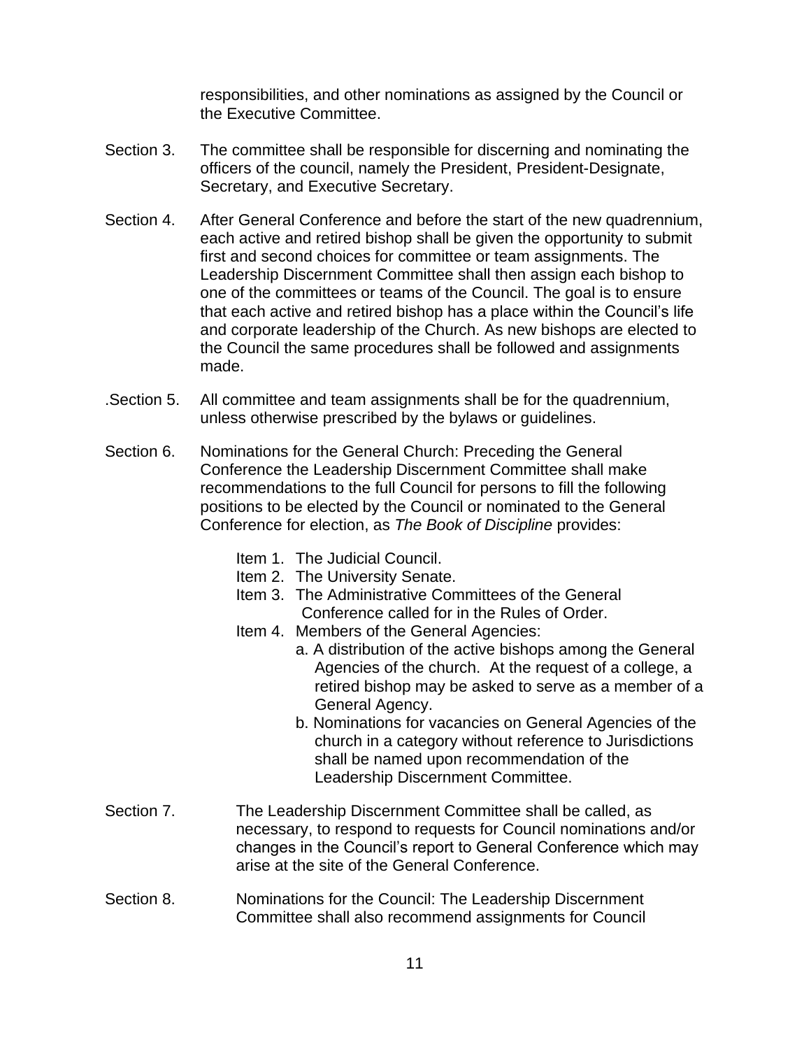responsibilities, and other nominations as assigned by the Council or the Executive Committee.

Section 3. The committee shall be responsible for discerning and nominating the officers of the council, namely the President, President-Designate, Secretary, and Executive Secretary.

Section 4. After General Conference and before the start of the new quadrennium, each active and retired bishop shall be given the opportunity to submit first and second choices for committee or team assignments. The Leadership Discernment Committee shall then assign each bishop to one of the committees or teams of the Council. The goal is to ensure that each active and retired bishop has a place within the Council's life and corporate leadership of the Church. As new bishops are elected to the Council the same procedures shall be followed and assignments made.

.Section 5. All committee and team assignments shall be for the quadrennium, unless otherwise prescribed by the bylaws or guidelines.

Section 6. Nominations for the General Church: Preceding the General Conference the Leadership Discernment Committee shall make recommendations to the full Council for persons to fill the following positions to be elected by the Council or nominated to the General Conference for election, as *The Book of Discipline* provides:

- Item 1. The Judicial Council.
- Item 2. The University Senate.
- Item 3. The Administrative Committees of the General Conference called for in the Rules of Order.
- Item 4. Members of the General Agencies:
  - a. A distribution of the active bishops among the General Agencies of the church. At the request of a college, a retired bishop may be asked to serve as a member of a General Agency.
  - b. Nominations for vacancies on General Agencies of the church in a category without reference to Jurisdictions shall be named upon recommendation of the Leadership Discernment Committee.

Section 7. The Leadership Discernment Committee shall be called, as necessary, to respond to requests for Council nominations and/or changes in the Council's report to General Conference which may arise at the site of the General Conference.

Section 8. Nominations for the Council: The Leadership Discernment Committee shall also recommend assignments for Council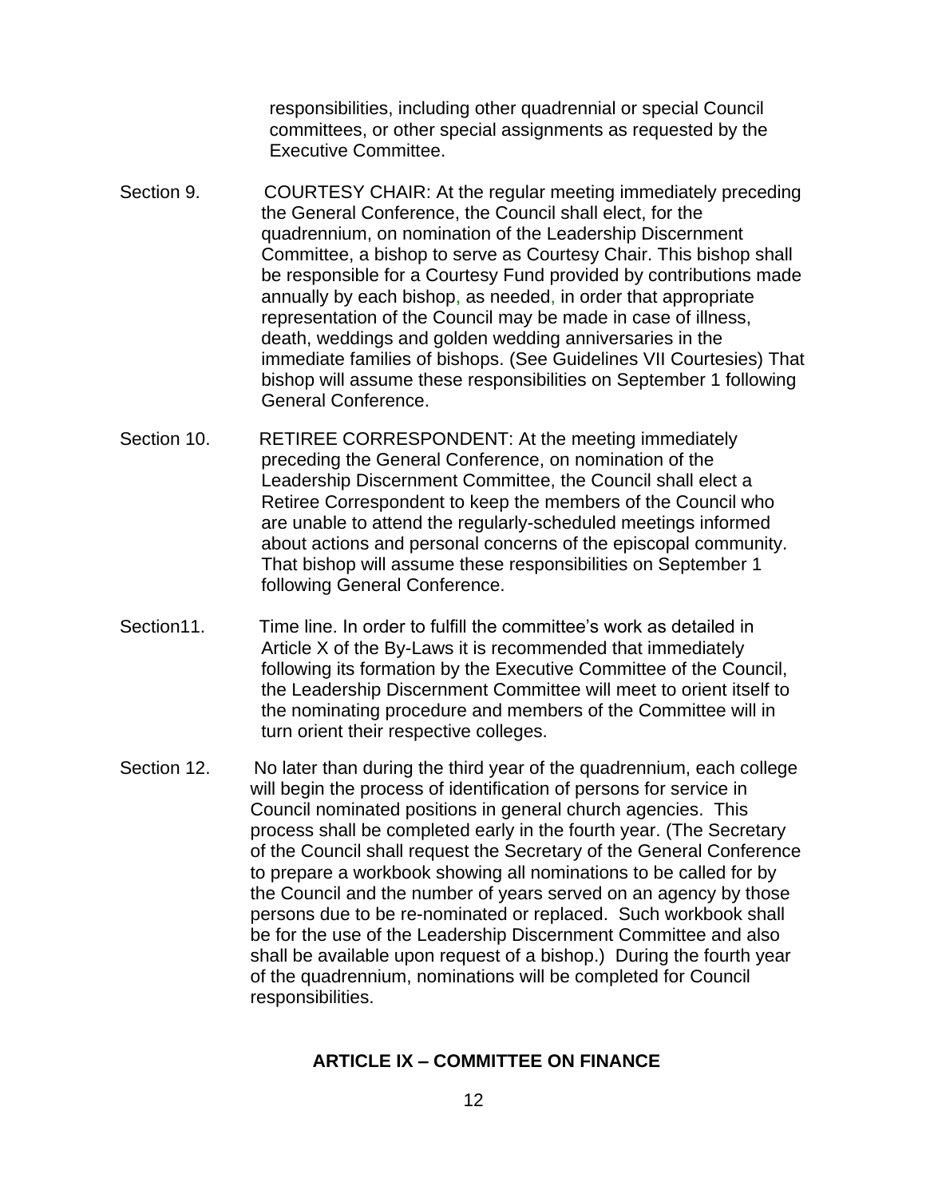responsibilities, including other quadrennial or special Council committees, or other special assignments as requested by the Executive Committee.

Section 9. COURTESY CHAIR: At the regular meeting immediately preceding the General Conference, the Council shall elect, for the quadrennium, on nomination of the Leadership Discernment Committee, a bishop to serve as Courtesy Chair. This bishop shall be responsible for a Courtesy Fund provided by contributions made annually by each bishop, as needed, in order that appropriate representation of the Council may be made in case of illness, death, weddings and golden wedding anniversaries in the immediate families of bishops. (See Guidelines VII Courtesies) That bishop will assume these responsibilities on September 1 following General Conference.

Section 10. RETIREE CORRESPONDENT: At the meeting immediately preceding the General Conference, on nomination of the Leadership Discernment Committee, the Council shall elect a Retiree Correspondent to keep the members of the Council who are unable to attend the regularly-scheduled meetings informed about actions and personal concerns of the episcopal community. That bishop will assume these responsibilities on September 1 following General Conference.

Section11. Time line. In order to fulfill the committee's work as detailed in Article X of the By-Laws it is recommended that immediately following its formation by the Executive Committee of the Council, the Leadership Discernment Committee will meet to orient itself to the nominating procedure and members of the Committee will in turn orient their respective colleges.

Section 12. No later than during the third year of the quadrennium, each college will begin the process of identification of persons for service in Council nominated positions in general church agencies. This process shall be completed early in the fourth year. (The Secretary of the Council shall request the Secretary of the General Conference to prepare a workbook showing all nominations to be called for by the Council and the number of years served on an agency by those persons due to be re-nominated or replaced. Such workbook shall be for the use of the Leadership Discernment Committee and also shall be available upon request of a bishop.) During the fourth year of the quadrennium, nominations will be completed for Council responsibilities.

## ARTICLE IX – COMMITTEE ON FINANCE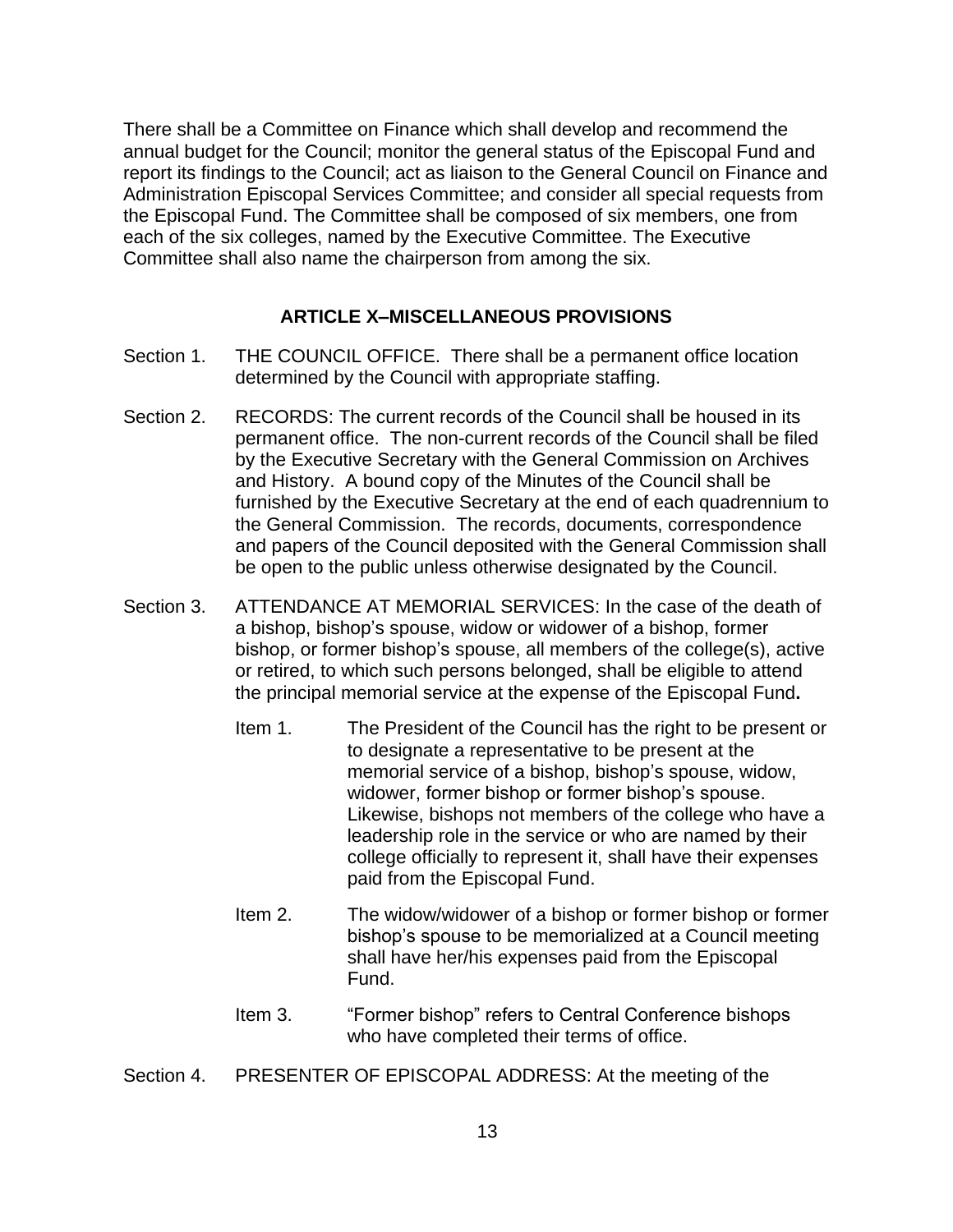There shall be a Committee on Finance which shall develop and recommend the annual budget for the Council; monitor the general status of the Episcopal Fund and report its findings to the Council; act as liaison to the General Council on Finance and Administration Episcopal Services Committee; and consider all special requests from the Episcopal Fund. The Committee shall be composed of six members, one from each of the six colleges, named by the Executive Committee. The Executive Committee shall also name the chairperson from among the six.

## ARTICLE X–MISCELLANEOUS PROVISIONS

Section 1. THE COUNCIL OFFICE. There shall be a permanent office location determined by the Council with appropriate staffing.

Section 2. RECORDS: The current records of the Council shall be housed in its permanent office. The non-current records of the Council shall be filed by the Executive Secretary with the General Commission on Archives and History. A bound copy of the Minutes of the Council shall be furnished by the Executive Secretary at the end of each quadrennium to the General Commission. The records, documents, correspondence and papers of the Council deposited with the General Commission shall be open to the public unless otherwise designated by the Council.

Section 3. ATTENDANCE AT MEMORIAL SERVICES: In the case of the death of a bishop, bishop's spouse, widow or widower of a bishop, former bishop, or former bishop's spouse, all members of the college(s), active or retired, to which such persons belonged, shall be eligible to attend the principal memorial service at the expense of the Episcopal Fund**.**

- Item 1. The President of the Council has the right to be present or to designate a representative to be present at the memorial service of a bishop, bishop's spouse, widow, widower, former bishop or former bishop's spouse. Likewise, bishops not members of the college who have a leadership role in the service or who are named by their college officially to represent it, shall have their expenses paid from the Episcopal Fund.

- Item 2. The widow/widower of a bishop or former bishop or former bishop's spouse to be memorialized at a Council meeting shall have her/his expenses paid from the Episcopal Fund.

- Item 3. "Former bishop" refers to Central Conference bishops who have completed their terms of office.

Section 4. PRESENTER OF EPISCOPAL ADDRESS: At the meeting of the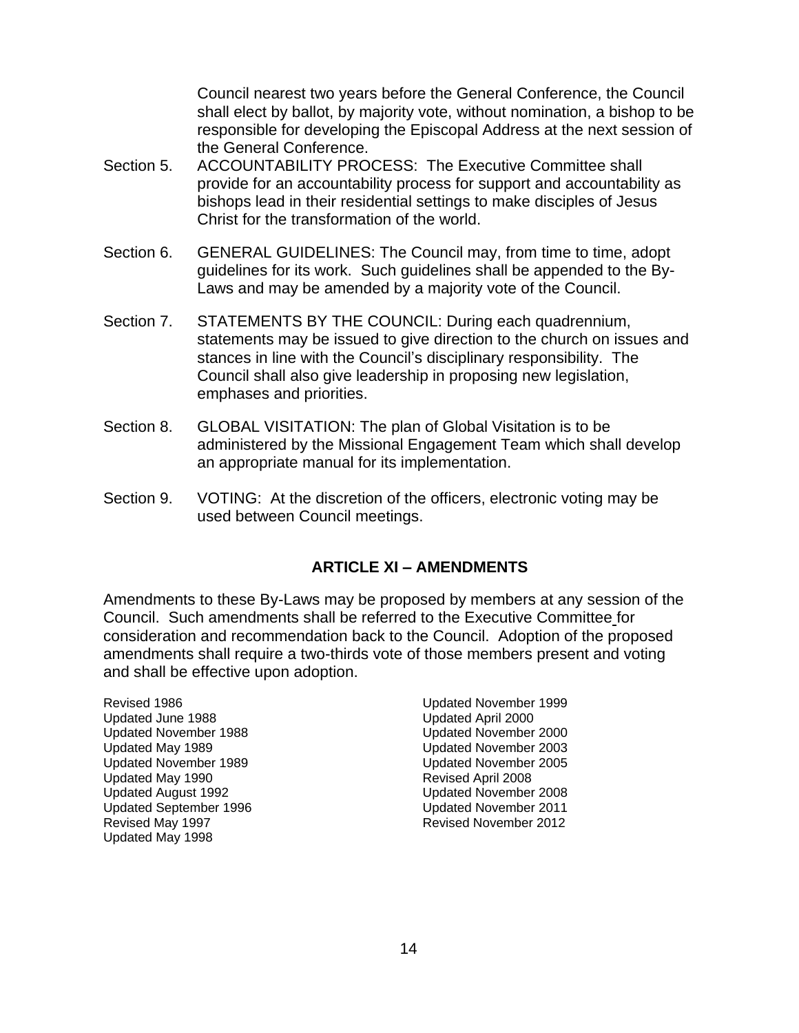Council nearest two years before the General Conference, the Council shall elect by ballot, by majority vote, without nomination, a bishop to be responsible for developing the Episcopal Address at the next session of the General Conference.

Section 5. ACCOUNTABILITY PROCESS: The Executive Committee shall provide for an accountability process for support and accountability as bishops lead in their residential settings to make disciples of Jesus Christ for the transformation of the world.

Section 6. GENERAL GUIDELINES: The Council may, from time to time, adopt guidelines for its work. Such guidelines shall be appended to the By-Laws and may be amended by a majority vote of the Council.

Section 7. STATEMENTS BY THE COUNCIL: During each quadrennium, statements may be issued to give direction to the church on issues and stances in line with the Council's disciplinary responsibility. The Council shall also give leadership in proposing new legislation, emphases and priorities.

Section 8. GLOBAL VISITATION: The plan of Global Visitation is to be administered by the Missional Engagement Team which shall develop an appropriate manual for its implementation.

Section 9. VOTING: At the discretion of the officers, electronic voting may be used between Council meetings.

## ARTICLE XI – AMENDMENTS

Amendments to these By-Laws may be proposed by members at any session of the Council. Such amendments shall be referred to the Executive Committee for consideration and recommendation back to the Council. Adoption of the proposed amendments shall require a two-thirds vote of those members present and voting and shall be effective upon adoption.

Revised 1986
Updated June 1988
Updated November 1988
Updated May 1989
Updated November 1989
Updated May 1990
Updated August 1992
Updated September 1996
Revised May 1997
Updated May 1998
Updated November 1999
Updated April 2000
Updated November 2000
Updated November 2003
Updated November 2005
Revised April 2008
Updated November 2008
Updated November 2011
Revised November 2012